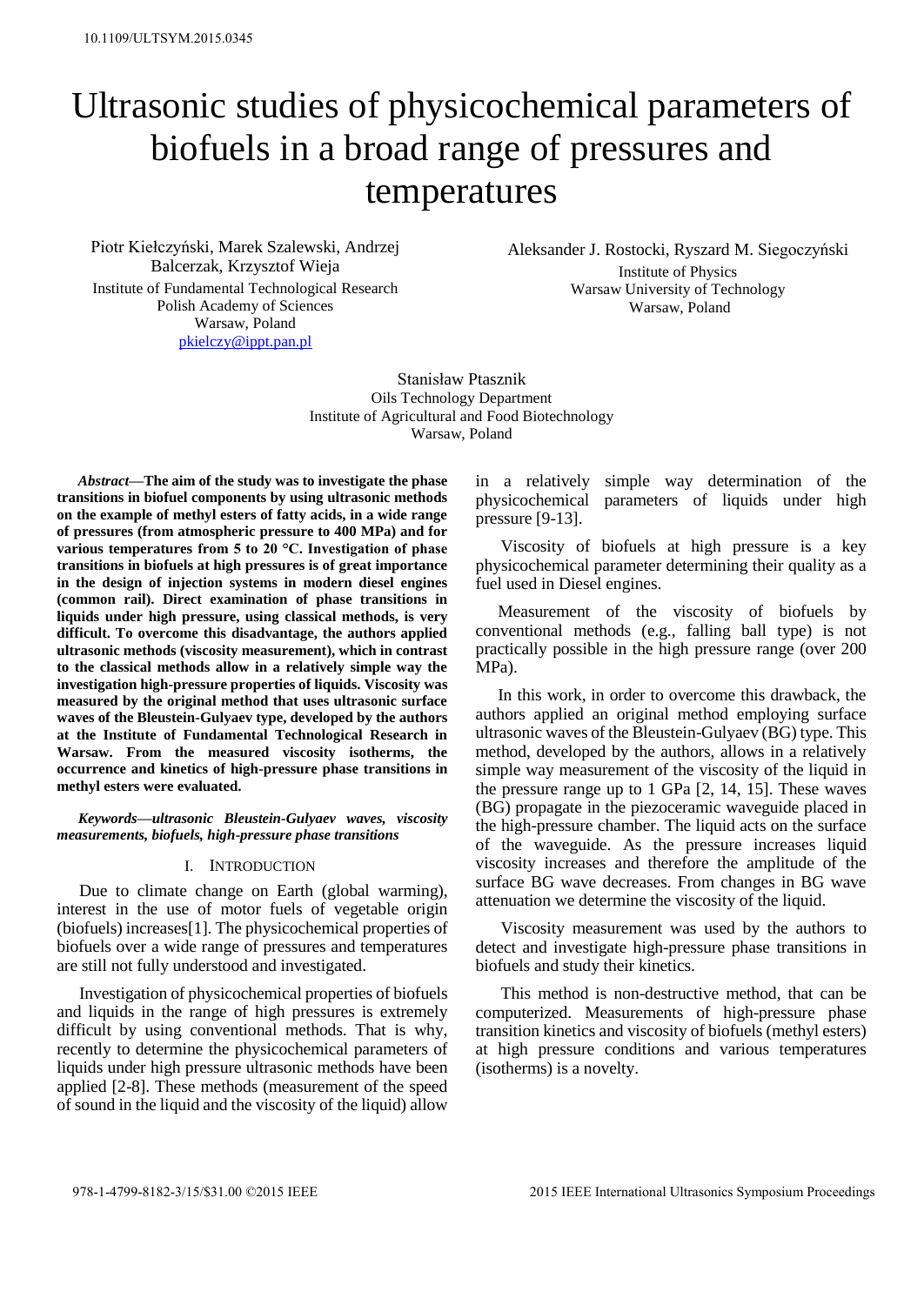10.1109/ULTSYM.2015.0345

# Ultrasonic studies of physicochemical parameters of biofuels in a broad range of pressures and temperatures

Piotr Kiełczyński, Marek Szalewski, Andrzej Balcerzak, Krzysztof Wieja
Institute of Fundamental Technological Research
Polish Academy of Sciences
Warsaw, Poland
pkielczy@ippt.pan.pl

Aleksander J. Rostocki, Ryszard M. Siegoczyński
Institute of Physics
Warsaw University of Technology
Warsaw, Poland

Stanisław Ptasznik
Oils Technology Department
Institute of Agricultural and Food Biotechnology
Warsaw, Poland

***Abstract*—The aim of the study was to investigate the phase transitions in biofuel components by using ultrasonic methods on the example of methyl esters of fatty acids, in a wide range of pressures (from atmospheric pressure to 400 MPa) and for various temperatures from 5 to 20 °C. Investigation of phase transitions in biofuels at high pressures is of great importance in the design of injection systems in modern diesel engines (common rail). Direct examination of phase transitions in liquids under high pressure, using classical methods, is very difficult. To overcome this disadvantage, the authors applied ultrasonic methods (viscosity measurement), which in contrast to the classical methods allow in a relatively simple way the investigation high-pressure properties of liquids. Viscosity was measured by the original method that uses ultrasonic surface waves of the Bleustein-Gulyaev type, developed by the authors at the Institute of Fundamental Technological Research in Warsaw. From the measured viscosity isotherms, the occurrence and kinetics of high-pressure phase transitions in methyl esters were evaluated.**

***Keywords—ultrasonic Bleustein-Gulyaev waves, viscosity measurements, biofuels, high-pressure phase transitions***

## I. Introduction

Due to climate change on Earth (global warming), interest in the use of motor fuels of vegetable origin (biofuels) increases[1]. The physicochemical properties of biofuels over a wide range of pressures and temperatures are still not fully understood and investigated.

Investigation of physicochemical properties of biofuels and liquids in the range of high pressures is extremely difficult by using conventional methods. That is why, recently to determine the physicochemical parameters of liquids under high pressure ultrasonic methods have been applied [2-8]. These methods (measurement of the speed of sound in the liquid and the viscosity of the liquid) allow in a relatively simple way determination of the physicochemical parameters of liquids under high pressure [9-13].

Viscosity of biofuels at high pressure is a key physicochemical parameter determining their quality as a fuel used in Diesel engines.

Measurement of the viscosity of biofuels by conventional methods (e.g., falling ball type) is not practically possible in the high pressure range (over 200 MPa).

In this work, in order to overcome this drawback, the authors applied an original method employing surface ultrasonic waves of the Bleustein-Gulyaev (BG) type. This method, developed by the authors, allows in a relatively simple way measurement of the viscosity of the liquid in the pressure range up to 1 GPa [2, 14, 15]. These waves (BG) propagate in the piezoceramic waveguide placed in the high-pressure chamber. The liquid acts on the surface of the waveguide. As the pressure increases liquid viscosity increases and therefore the amplitude of the surface BG wave decreases. From changes in BG wave attenuation we determine the viscosity of the liquid.

Viscosity measurement was used by the authors to detect and investigate high-pressure phase transitions in biofuels and study their kinetics.

This method is non-destructive method, that can be computerized. Measurements of high-pressure phase transition kinetics and viscosity of biofuels (methyl esters) at high pressure conditions and various temperatures (isotherms) is a novelty.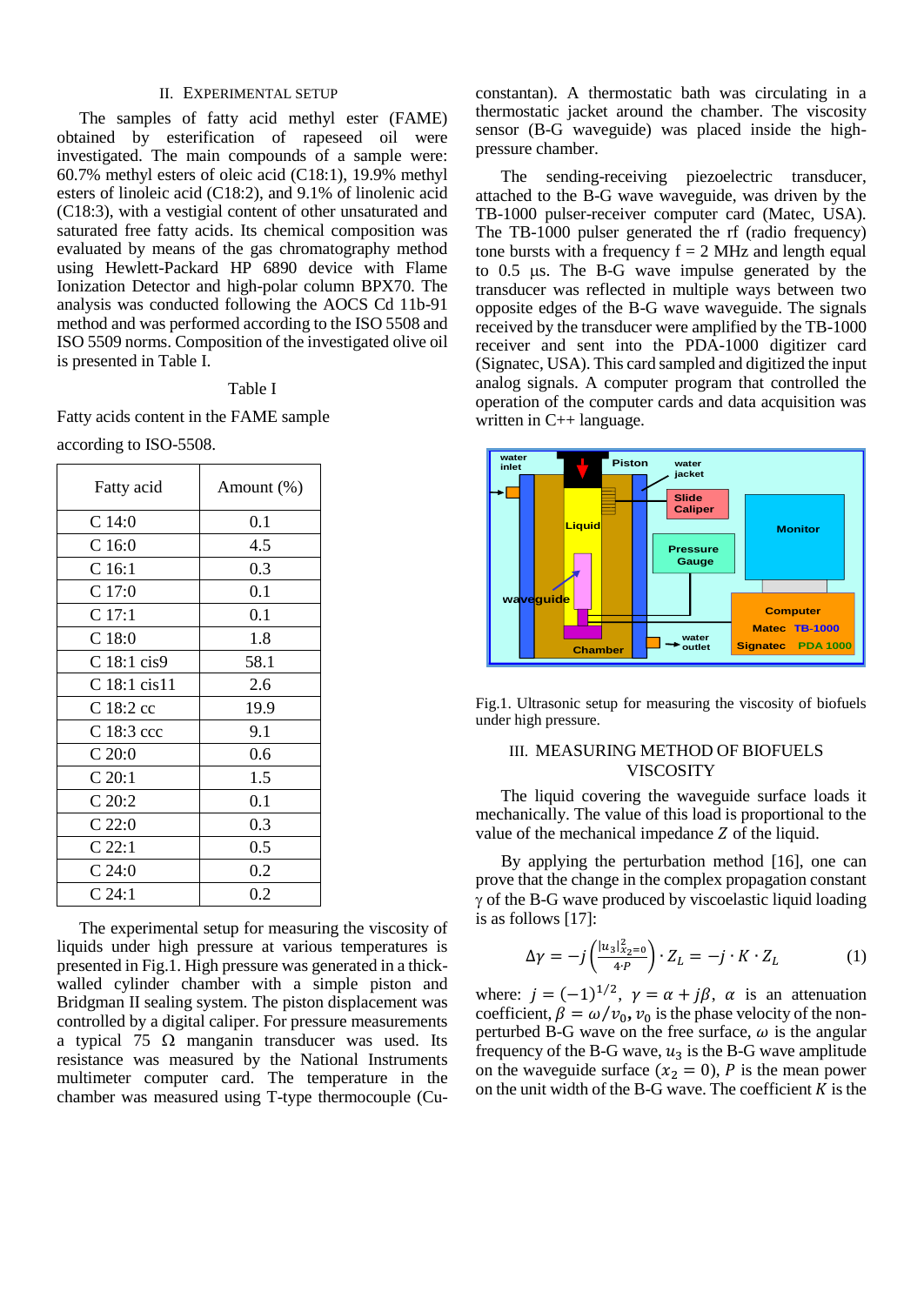## II. EXPERIMENTAL SETUP

The samples of fatty acid methyl ester (FAME) obtained by esterification of rapeseed oil were investigated. The main compounds of a sample were: 60.7% methyl esters of oleic acid (C18:1), 19.9% methyl esters of linoleic acid (C18:2), and 9.1% of linolenic acid (C18:3), with a vestigial content of other unsaturated and saturated free fatty acids. Its chemical composition was evaluated by means of the gas chromatography method using Hewlett-Packard HP 6890 device with Flame Ionization Detector and high-polar column BPX70. The analysis was conducted following the AOCS Cd 11b-91 method and was performed according to the ISO 5508 and ISO 5509 norms. Composition of the investigated olive oil is presented in Table I.

Table I

Fatty acids content in the FAME sample

according to ISO-5508.

| Fatty acid | Amount (%) |
|---|---|
| C 14:0 | 0.1 |
| C 16:0 | 4.5 |
| C 16:1 | 0.3 |
| C 17:0 | 0.1 |
| C 17:1 | 0.1 |
| C 18:0 | 1.8 |
| C 18:1 cis9 | 58.1 |
| C 18:1 cis11 | 2.6 |
| C 18:2 cc | 19.9 |
| C 18:3 ccc | 9.1 |
| C 20:0 | 0.6 |
| C 20:1 | 1.5 |
| C 20:2 | 0.1 |
| C 22:0 | 0.3 |
| C 22:1 | 0.5 |
| C 24:0 | 0.2 |
| C 24:1 | 0.2 |

The experimental setup for measuring the viscosity of liquids under high pressure at various temperatures is presented in Fig.1. High pressure was generated in a thick-walled cylinder chamber with a simple piston and Bridgman II sealing system. The piston displacement was controlled by a digital caliper. For pressure measurements a typical 75 Ω manganin transducer was used. Its resistance was measured by the National Instruments multimeter computer card. The temperature in the chamber was measured using T-type thermocouple (Cu-constantan). A thermostatic bath was circulating in a thermostatic jacket around the chamber. The viscosity sensor (B-G waveguide) was placed inside the high-pressure chamber.

The sending-receiving piezoelectric transducer, attached to the B-G wave waveguide, was driven by the TB-1000 pulser-receiver computer card (Matec, USA). The TB-1000 pulser generated the rf (radio frequency) tone bursts with a frequency f = 2 MHz and length equal to 0.5 μs. The B-G wave impulse generated by the transducer was reflected in multiple ways between two opposite edges of the B-G wave waveguide. The signals received by the transducer were amplified by the TB-1000 receiver and sent into the PDA-1000 digitizer card (Signatec, USA). This card sampled and digitized the input analog signals. A computer program that controlled the operation of the computer cards and data acquisition was written in C++ language.

Fig.1. Ultrasonic setup for measuring the viscosity of biofuels under high pressure.

## III. MEASURING METHOD OF BIOFUELS VISCOSITY

The liquid covering the waveguide surface loads it mechanically. The value of this load is proportional to the value of the mechanical impedance $Z$ of the liquid.

By applying the perturbation method [16], one can prove that the change in the complex propagation constant γ of the B-G wave produced by viscoelastic liquid loading is as follows [17]:

$$\Delta\gamma = -j\left(\frac{|u_3|^2_{x_2=0}}{4 \cdot P}\right) \cdot Z_L = -j \cdot K \cdot Z_L \tag{1}$$

where: $j = (-1)^{1/2}$, $\gamma = \alpha + j\beta$, $\alpha$ is an attenuation coefficient, $\beta = \omega/v_0$, $v_0$ is the phase velocity of the non-perturbed B-G wave on the free surface, $\omega$ is the angular frequency of the B-G wave, $u_3$ is the B-G wave amplitude on the waveguide surface ($x_2 = 0$), $P$ is the mean power on the unit width of the B-G wave. The coefficient $K$ is the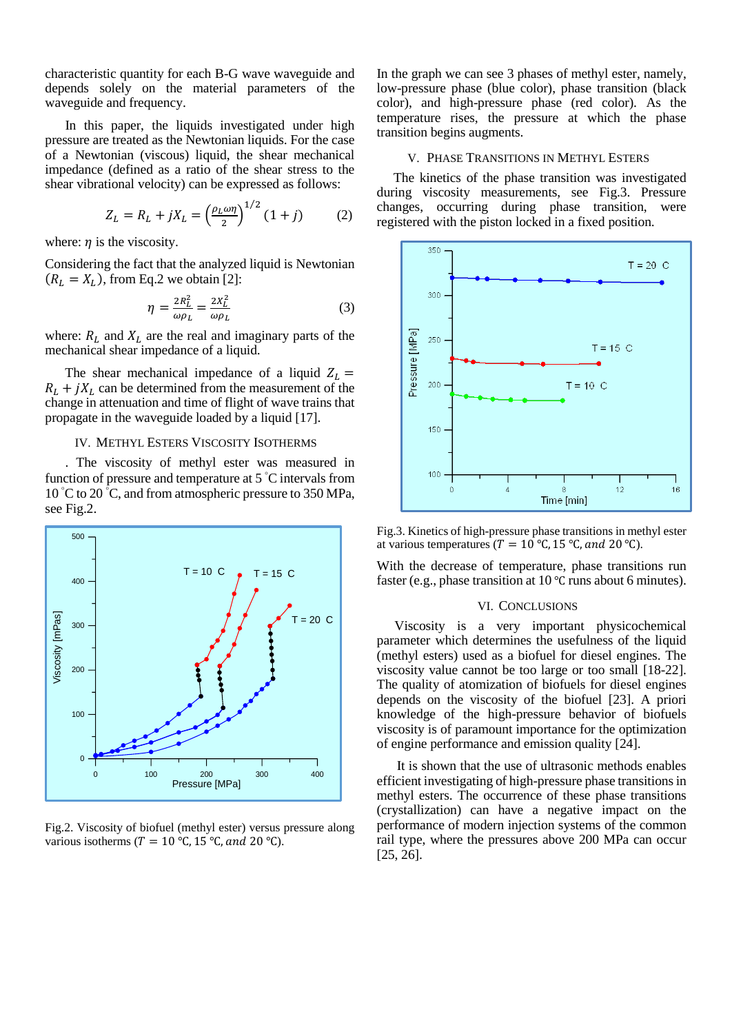characteristic quantity for each B-G wave waveguide and depends solely on the material parameters of the waveguide and frequency.

In this paper, the liquids investigated under high pressure are treated as the Newtonian liquids. For the case of a Newtonian (viscous) liquid, the shear mechanical impedance (defined as a ratio of the shear stress to the shear vibrational velocity) can be expressed as follows:

$$Z_L = R_L + jX_L = \left(\frac{\rho_L \omega \eta}{2}\right)^{1/2}(1 + j) \quad (2)$$

where: $\eta$ is the viscosity.

Considering the fact that the analyzed liquid is Newtonian ($R_L = X_L$), from Eq.2 we obtain [2]:

$$\eta = \frac{2R_L^2}{\omega \rho_L} = \frac{2X_L^2}{\omega \rho_L} \quad (3)$$

where: $R_L$ and $X_L$ are the real and imaginary parts of the mechanical shear impedance of a liquid.

The shear mechanical impedance of a liquid $Z_L = R_L + jX_L$ can be determined from the measurement of the change in attenuation and time of flight of wave trains that propagate in the waveguide loaded by a liquid [17].

## IV. Methyl Esters Viscosity Isotherms

. The viscosity of methyl ester was measured in function of pressure and temperature at 5 ˚C intervals from 10 ˚C to 20 ˚C, and from atmospheric pressure to 350 MPa, see Fig.2.

Fig.2. Viscosity of biofuel (methyl ester) versus pressure along various isotherms ($T = 10$ ℃, $15$ ℃, and $20$ ℃).

In the graph we can see 3 phases of methyl ester, namely, low-pressure phase (blue color), phase transition (black color), and high-pressure phase (red color). As the temperature rises, the pressure at which the phase transition begins augments.

## V. Phase Transitions in Methyl Esters

The kinetics of the phase transition was investigated during viscosity measurements, see Fig.3. Pressure changes, occurring during phase transition, were registered with the piston locked in a fixed position.

Fig.3. Kinetics of high-pressure phase transitions in methyl ester at various temperatures ($T = 10$ ℃, $15$ ℃, and $20$ ℃).

With the decrease of temperature, phase transitions run faster (e.g., phase transition at 10 ℃ runs about 6 minutes).

## VI. Conclusions

Viscosity is a very important physicochemical parameter which determines the usefulness of the liquid (methyl esters) used as a biofuel for diesel engines. The viscosity value cannot be too large or too small [18-22]. The quality of atomization of biofuels for diesel engines depends on the viscosity of the biofuel [23]. A priori knowledge of the high-pressure behavior of biofuels viscosity is of paramount importance for the optimization of engine performance and emission quality [24].

It is shown that the use of ultrasonic methods enables efficient investigating of high-pressure phase transitions in methyl esters. The occurrence of these phase transitions (crystallization) can have a negative impact on the performance of modern injection systems of the common rail type, where the pressures above 200 MPa can occur [25, 26].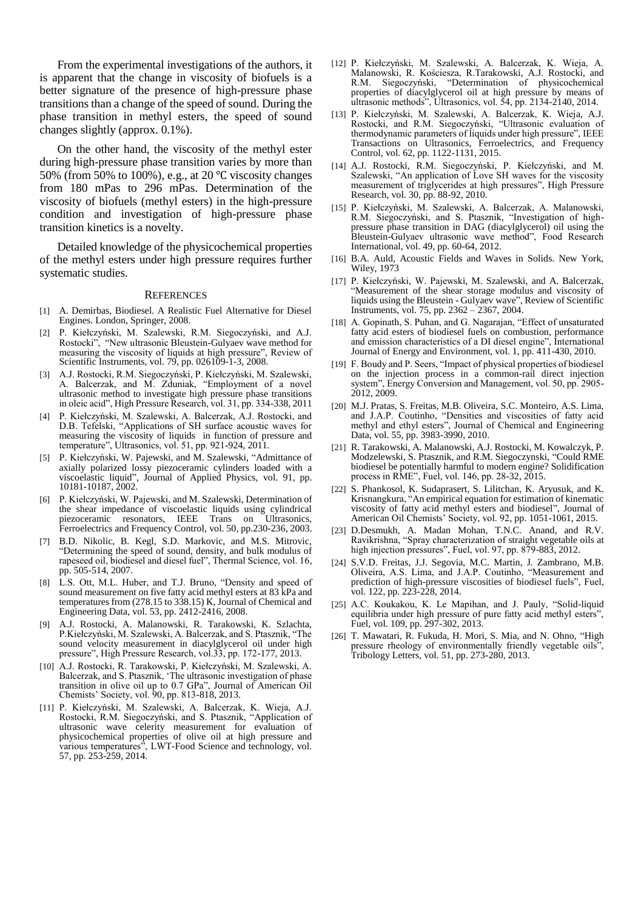From the experimental investigations of the authors, it is apparent that the change in viscosity of biofuels is a better signature of the presence of high-pressure phase transitions than a change of the speed of sound. During the phase transition in methyl esters, the speed of sound changes slightly (approx. 0.1%).

On the other hand, the viscosity of the methyl ester during high-pressure phase transition varies by more than 50% (from 50% to 100%), e.g., at 20 ℃ viscosity changes from 180 mPas to 296 mPas. Determination of the viscosity of biofuels (methyl esters) in the high-pressure condition and investigation of high-pressure phase transition kinetics is a novelty.

Detailed knowledge of the physicochemical properties of the methyl esters under high pressure requires further systematic studies.

## References

[1] A. Demirbas, Biodiesel. A Realistic Fuel Alternative for Diesel Engines. London, Springer, 2008.

[2] P. Kiełczyński, M. Szalewski, R.M. Siegoczyński, and A.J. Rostocki", "New ultrasonic Bleustein-Gulyaev wave method for measuring the viscosity of liquids at high pressure", Review of Scientific Instruments, vol. 79, pp. 026109-1-3, 2008.

[3] A.J. Rostocki, R.M. Siegoczyński, P. Kiełczyński, M. Szalewski, A. Balcerzak, and M. Zduniak, "Employment of a novel ultrasonic method to investigate high pressure phase transitions in oleic acid", High Pressure Research, vol. 31, pp. 334-338, 2011

[4] P. Kiełczyński, M. Szalewski, A. Balcerzak, A.J. Rostocki, and D.B. Tefelski, "Applications of SH surface acoustic waves for measuring the viscosity of liquids in function of pressure and temperature", Ultrasonics, vol. 51, pp. 921-924, 2011.

[5] P. Kiełczyński, W. Pajewski, and M. Szalewski, "Admittance of axially polarized lossy piezoceramic cylinders loaded with a viscoelastic liquid", Journal of Applied Physics, vol. 91, pp. 10181-10187, 2002.

[6] P. Kiełczyński, W. Pajewski, and M. Szalewski, Determination of the shear impedance of viscoelastic liquids using cylindrical piezoceramic resonators, IEEE Trans on Ultrasonics, Ferroelectrics and Frequency Control, vol. 50, pp.230-236, 2003.

[7] B.D. Nikolic, B. Kegl, S.D. Markovic, and M.S. Mitrovic, "Determining the speed of sound, density, and bulk modulus of rapeseed oil, biodiesel and diesel fuel", Thermal Science, vol. 16, pp. 505-514, 2007.

[8] L.S. Ott, M.L. Huber, and T.J. Bruno, "Density and speed of sound measurement on five fatty acid methyl esters at 83 kPa and temperatures from (278.15 to 338.15) K, Journal of Chemical and Engineering Data, vol. 53, pp. 2412-2416, 2008.

[9] A.J. Rostocki, A. Malanowski, R. Tarakowski, K. Szlachta, P.Kiełczyński, M. Szalewski, A. Balcerzak, and S. Ptasznik, "The sound velocity measurement in diacylglycerol oil under high pressure", High Pressure Research, vol.33, pp. 172-177, 2013.

[10] A.J. Rostocki, R. Tarakowski, P. Kiełczyński, M. Szalewski, A. Balcerzak, and S. Ptasznik, 'The ultrasonic investigation of phase transition in olive oil up to 0.7 GPa", Journal of American Oil Chemists' Society, vol. 90, pp. 813-818, 2013.

[11] P. Kiełczyński, M. Szalewski, A. Balcerzak, K. Wieja, A.J. Rostocki, R.M. Siegoczyński, and S. Ptasznik, "Application of ultrasonic wave celerity measurement for evaluation of physicochemical properties of olive oil at high pressure and various temperatures", LWT-Food Science and technology, vol. 57, pp. 253-259, 2014.

[12] P. Kiełczyński, M. Szalewski, A. Balcerzak, K. Wieja, A. Malanowski, R. Kościesza, R.Tarakowski, A.J. Rostocki, and R.M. Siegoczyński, "Determination of physicochemical properties of diacylglycerol oil at high pressure by means of ultrasonic methods", Ultrasonics, vol. 54, pp. 2134-2140, 2014.

[13] P. Kiełczyński, M. Szalewski, A. Balcerzak, K. Wieja, A.J. Rostocki, and R.M. Siegoczyński, "Ultrasonic evaluation of thermodynamic parameters of liquids under high pressure", IEEE Transactions on Ultrasonics, Ferroelectrics, and Frequency Control, vol. 62, pp. 1122-1131, 2015.

[14] A.J. Rostocki, R.M. Siegoczyński, P. Kiełczyński, and M. Szalewski, "An application of Love SH waves for the viscosity measurement of triglycerides at high pressures", High Pressure Research, vol. 30, pp. 88-92, 2010.

[15] P. Kiełczyński, M. Szalewski, A. Balcerzak, A. Malanowski, R.M. Siegoczyński, and S. Ptasznik, "Investigation of high-pressure phase transition in DAG (diacylglycerol) oil using the Bleustein-Gulyaev ultrasonic wave method", Food Research International, vol. 49, pp. 60-64, 2012.

[16] B.A. Auld, Acoustic Fields and Waves in Solids. New York, Wiley, 1973

[17] P. Kiełczyński, W. Pajewski, M. Szalewski, and A. Balcerzak, "Measurement of the shear storage modulus and viscosity of liquids using the Bleustein - Gulyaev wave", Review of Scientific Instruments, vol. 75, pp. 2362 – 2367, 2004.

[18] A. Gopinath, S. Puhan, and G. Nagarajan, "Effect of unsaturated fatty acid esters of biodiesel fuels on combustion, performance and emission characteristics of a DI diesel engine", International Journal of Energy and Environment, vol. 1, pp. 411-430, 2010.

[19] F. Boudy and P. Seers, "Impact of physical properties of biodiesel on the injection process in a common-rail direct injection system", Energy Conversion and Management, vol. 50, pp. 2905-2012, 2009.

[20] M.J. Pratas, S. Freitas, M.B. Oliveira, S.C. Monteiro, A.S. Lima, and J.A.P. Coutinho, "Densities and viscosities of fatty acid methyl and ethyl esters", Journal of Chemical and Engineering Data, vol. 55, pp. 3983-3990, 2010.

[21] R. Tarakowski, A. Malanowski, A.J. Rostocki, M. Kowalczyk, P. Modzelewski, S. Ptasznik, and R.M. Siegoczynski, "Could RME biodiesel be potentially harmful to modern engine? Solidification process in RME", Fuel, vol. 146, pp. 28-32, 2015.

[22] S. Phankosol, K. Sudaprasert, S. Lilitchan, K. Aryusuk, and K. Krisnangkura, "An empirical equation for estimation of kinematic viscosity of fatty acid methyl esters and biodiesel", Journal of American Oil Chemists' Society, vol. 92, pp. 1051-1061, 2015.

[23] D.Desmukh, A. Madan Mohan, T.N.C. Anand, and R.V. Ravikrishna, "Spray characterization of straight vegetable oils at high injection pressures", Fuel, vol. 97, pp. 879-883, 2012.

[24] S.V.D. Freitas, J.J. Segovia, M.C. Martin, J. Zambrano, M.B. Oliveira, A.S. Lima, and J.A.P. Coutinho, "Measurement and prediction of high-pressure viscosities of biodiesel fuels", Fuel, vol. 122, pp. 223-228, 2014.

[25] A.C. Koukakou, K. Le Mapihan, and J. Pauly, "Solid-liquid equilibria under high pressure of pure fatty acid methyl esters", Fuel, vol. 109, pp. 297-302, 2013.

[26] T. Mawatari, R. Fukuda, H. Mori, S. Mia, and N. Ohno, "High pressure rheology of environmentally friendly vegetable oils", Tribology Letters, vol. 51, pp. 273-280, 2013.